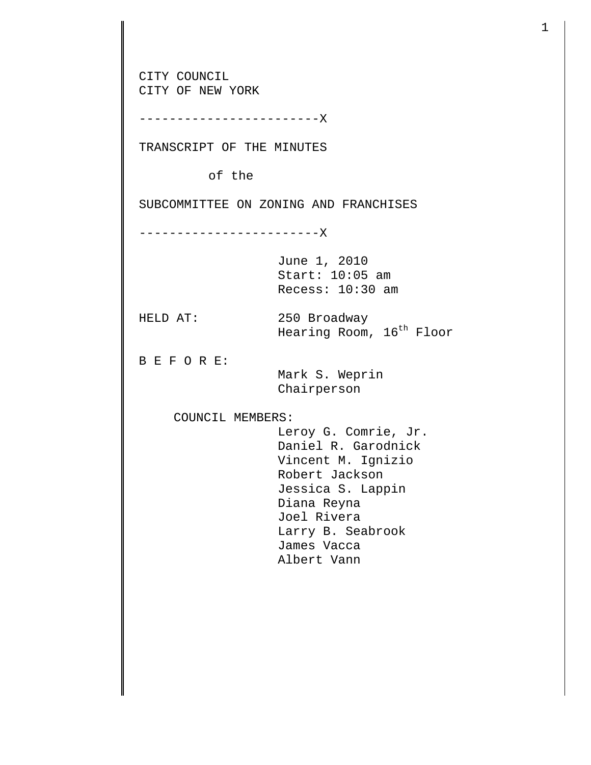CITY COUNCIL
CITY OF NEW YORK

------------------------X

TRANSCRIPT OF THE MINUTES

of the

SUBCOMMITTEE ON ZONING AND FRANCHISES

------------------------X

June 1, 2010
Start: 10:05 am
Recess: 10:30 am

HELD AT: 250 Broadway
Hearing Room, 16th Floor

B E F O R E:
Mark S. Weprin
Chairperson

COUNCIL MEMBERS:
Leroy G. Comrie, Jr.
Daniel R. Garodnick
Vincent M. Ignizio
Robert Jackson
Jessica S. Lappin
Diana Reyna
Joel Rivera
Larry B. Seabrook
James Vacca
Albert Vann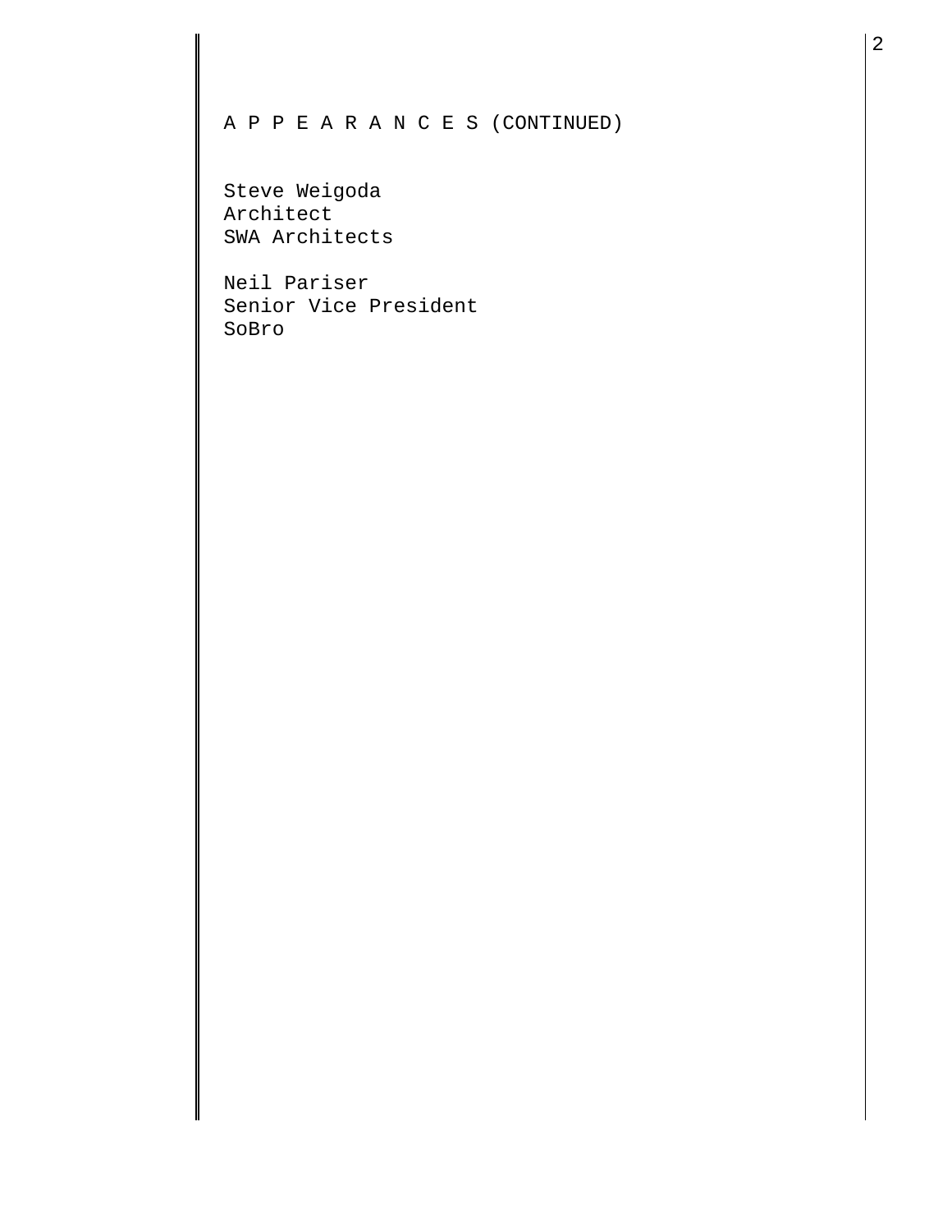A P P E A R A N C E S (CONTINUED)

Steve Weigoda
Architect
SWA Architects

Neil Pariser
Senior Vice President
SoBro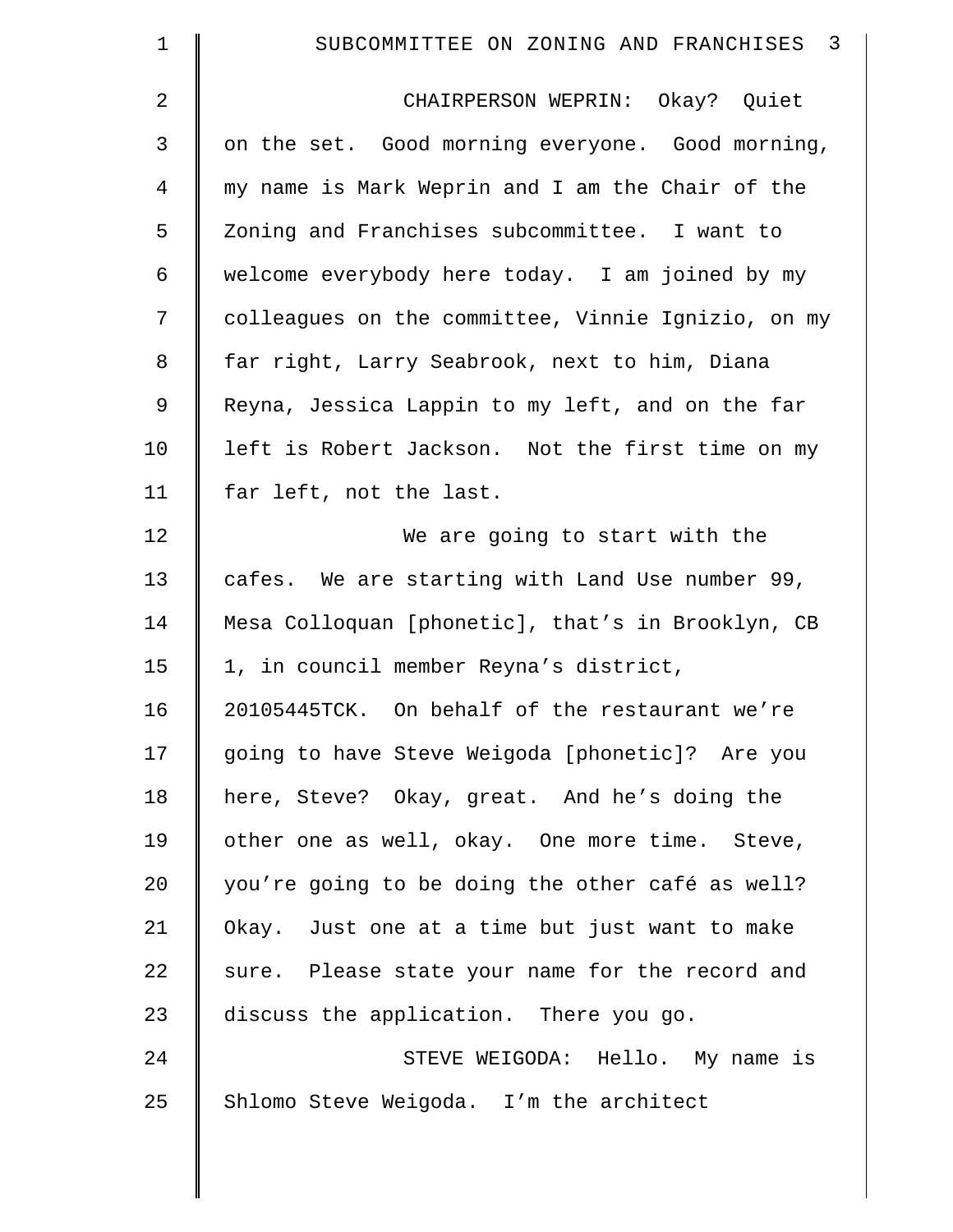CHAIRPERSON WEPRIN: Okay? Quiet on the set. Good morning everyone. Good morning, my name is Mark Weprin and I am the Chair of the Zoning and Franchises subcommittee. I want to welcome everybody here today. I am joined by my colleagues on the committee, Vinnie Ignizio, on my far right, Larry Seabrook, next to him, Diana Reyna, Jessica Lappin to my left, and on the far left is Robert Jackson. Not the first time on my far left, not the last.

We are going to start with the cafes. We are starting with Land Use number 99, Mesa Colloquan [phonetic], that's in Brooklyn, CB 1, in council member Reyna's district, 20105445TCK. On behalf of the restaurant we're going to have Steve Weigoda [phonetic]? Are you here, Steve? Okay, great. And he's doing the other one as well, okay. One more time. Steve, you're going to be doing the other café as well? Okay. Just one at a time but just want to make sure. Please state your name for the record and discuss the application. There you go.

STEVE WEIGODA: Hello. My name is Shlomo Steve Weigoda. I'm the architect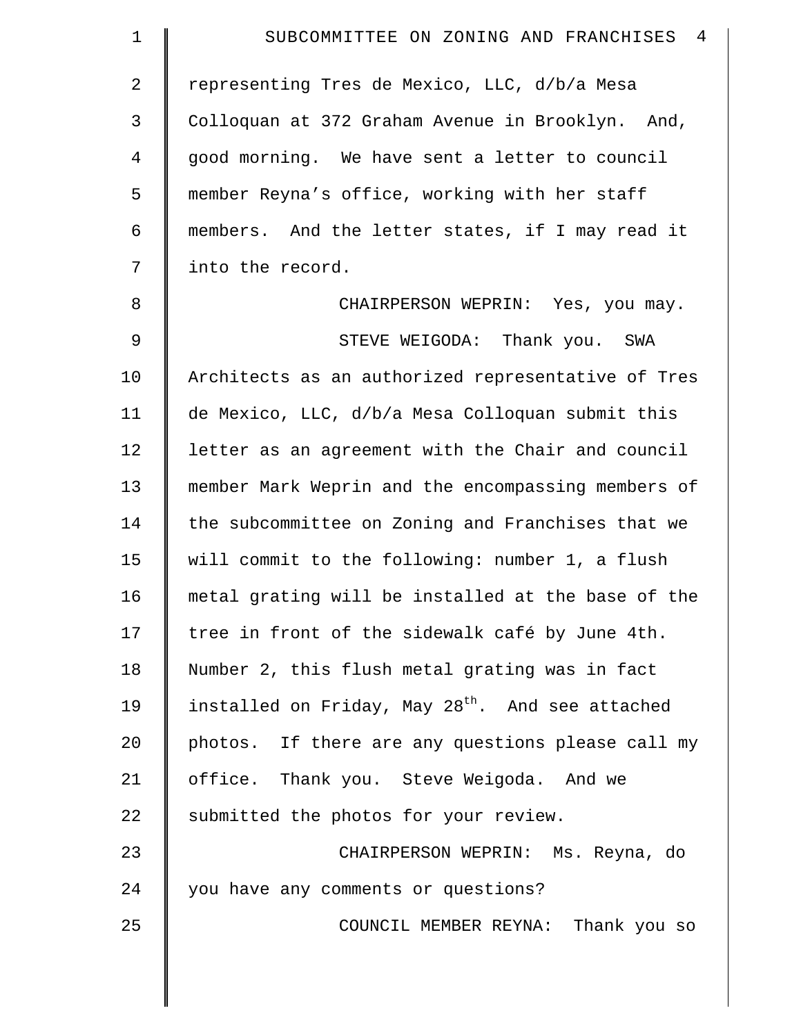representing Tres de Mexico, LLC, d/b/a Mesa Colloquan at 372 Graham Avenue in Brooklyn. And, good morning. We have sent a letter to council member Reyna's office, working with her staff members. And the letter states, if I may read it into the record.

CHAIRPERSON WEPRIN: Yes, you may.

STEVE WEIGODA: Thank you. SWA Architects as an authorized representative of Tres de Mexico, LLC, d/b/a Mesa Colloquan submit this letter as an agreement with the Chair and council member Mark Weprin and the encompassing members of the subcommittee on Zoning and Franchises that we will commit to the following: number 1, a flush metal grating will be installed at the base of the tree in front of the sidewalk café by June 4th. Number 2, this flush metal grating was in fact installed on Friday, May 28th. And see attached photos. If there are any questions please call my office. Thank you. Steve Weigoda. And we submitted the photos for your review.

CHAIRPERSON WEPRIN: Ms. Reyna, do you have any comments or questions?

COUNCIL MEMBER REYNA: Thank you so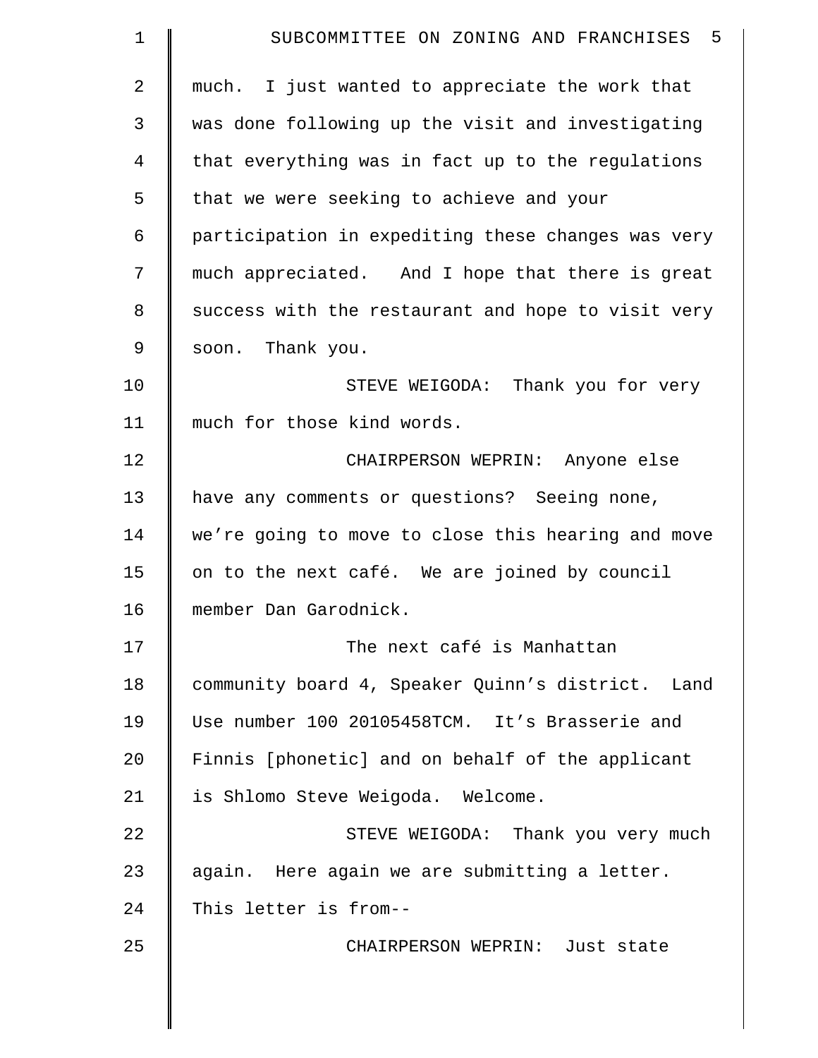much. I just wanted to appreciate the work that was done following up the visit and investigating that everything was in fact up to the regulations that we were seeking to achieve and your participation in expediting these changes was very much appreciated. And I hope that there is great success with the restaurant and hope to visit very soon. Thank you.

STEVE WEIGODA: Thank you for very much for those kind words.

CHAIRPERSON WEPRIN: Anyone else have any comments or questions? Seeing none, we're going to move to close this hearing and move on to the next café. We are joined by council member Dan Garodnick.

The next café is Manhattan community board 4, Speaker Quinn's district. Land Use number 100 20105458TCM. It's Brasserie and Finnis [phonetic] and on behalf of the applicant is Shlomo Steve Weigoda. Welcome.

STEVE WEIGODA: Thank you very much again. Here again we are submitting a letter. This letter is from--

CHAIRPERSON WEPRIN: Just state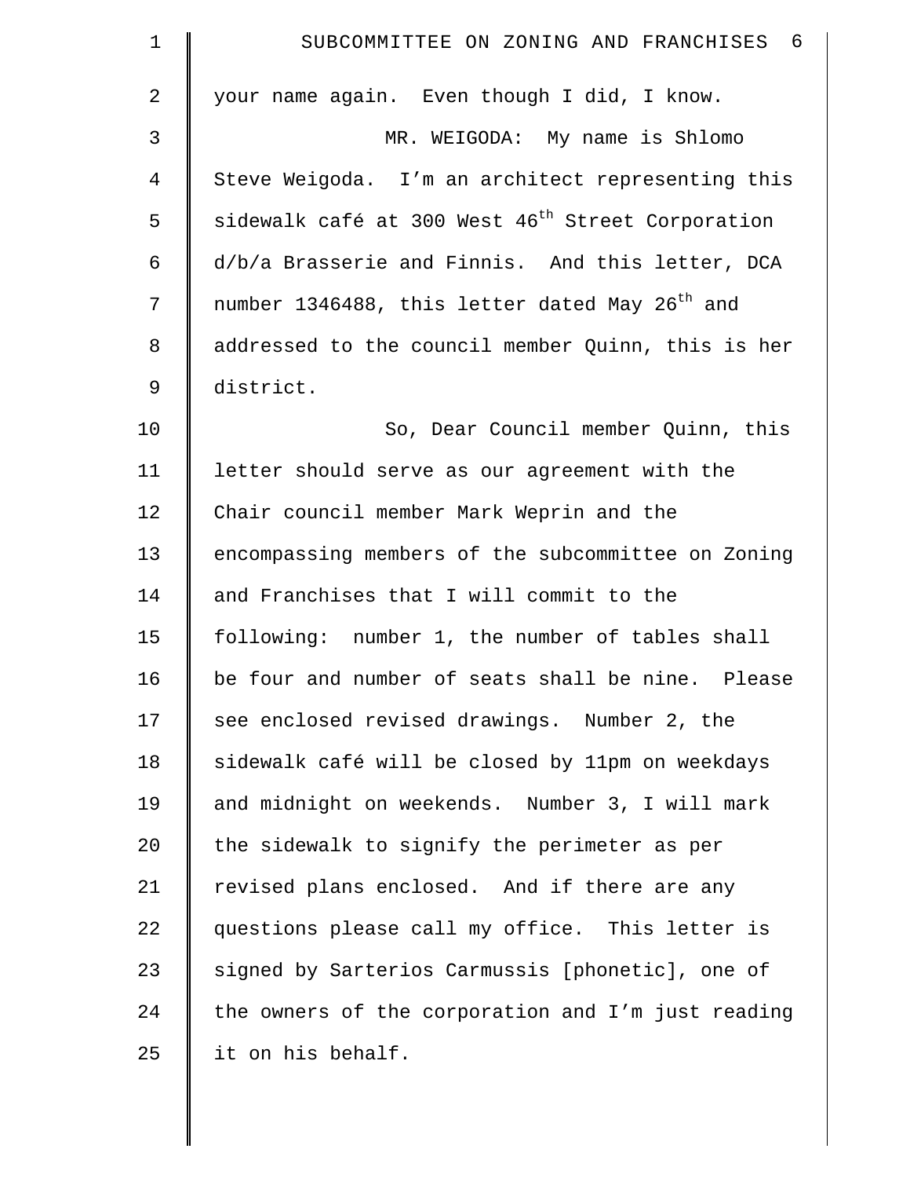your name again. Even though I did, I know.

MR. WEIGODA: My name is Shlomo Steve Weigoda. I'm an architect representing this sidewalk café at 300 West 46th Street Corporation d/b/a Brasserie and Finnis. And this letter, DCA number 1346488, this letter dated May 26th and addressed to the council member Quinn, this is her district.

So, Dear Council member Quinn, this letter should serve as our agreement with the Chair council member Mark Weprin and the encompassing members of the subcommittee on Zoning and Franchises that I will commit to the following: number 1, the number of tables shall be four and number of seats shall be nine. Please see enclosed revised drawings. Number 2, the sidewalk café will be closed by 11pm on weekdays and midnight on weekends. Number 3, I will mark the sidewalk to signify the perimeter as per revised plans enclosed. And if there are any questions please call my office. This letter is signed by Sarterios Carmussis [phonetic], one of the owners of the corporation and I'm just reading it on his behalf.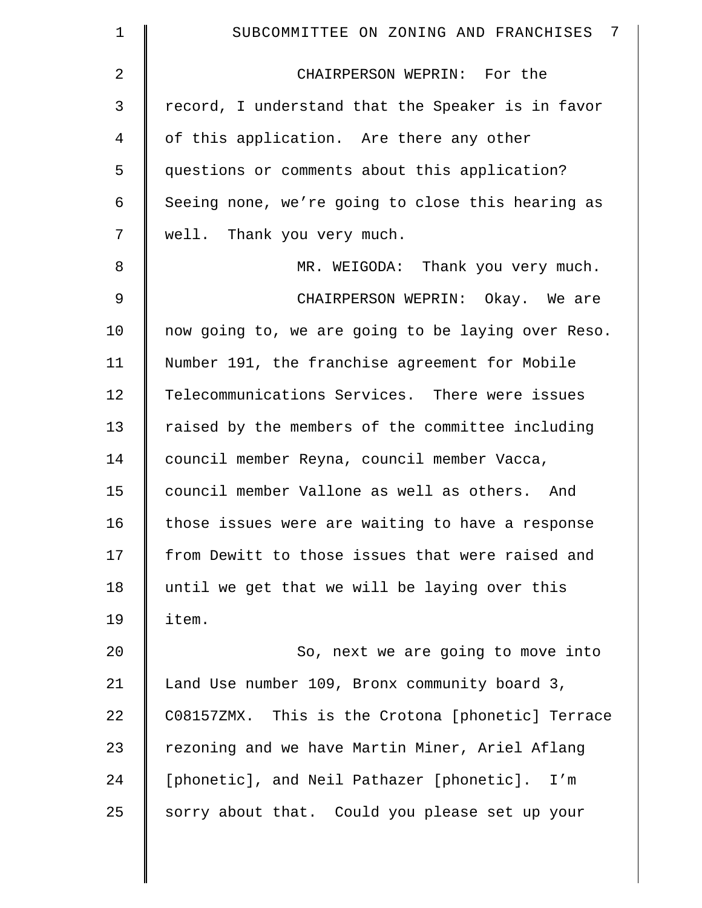CHAIRPERSON WEPRIN: For the record, I understand that the Speaker is in favor of this application. Are there any other questions or comments about this application? Seeing none, we're going to close this hearing as well. Thank you very much.

MR. WEIGODA: Thank you very much.

CHAIRPERSON WEPRIN: Okay. We are now going to, we are going to be laying over Reso. Number 191, the franchise agreement for Mobile Telecommunications Services. There were issues raised by the members of the committee including council member Reyna, council member Vacca, council member Vallone as well as others. And those issues were are waiting to have a response from Dewitt to those issues that were raised and until we get that we will be laying over this item.

So, next we are going to move into Land Use number 109, Bronx community board 3, C08157ZMX. This is the Crotona [phonetic] Terrace rezoning and we have Martin Miner, Ariel Aflang [phonetic], and Neil Pathazer [phonetic]. I'm sorry about that. Could you please set up your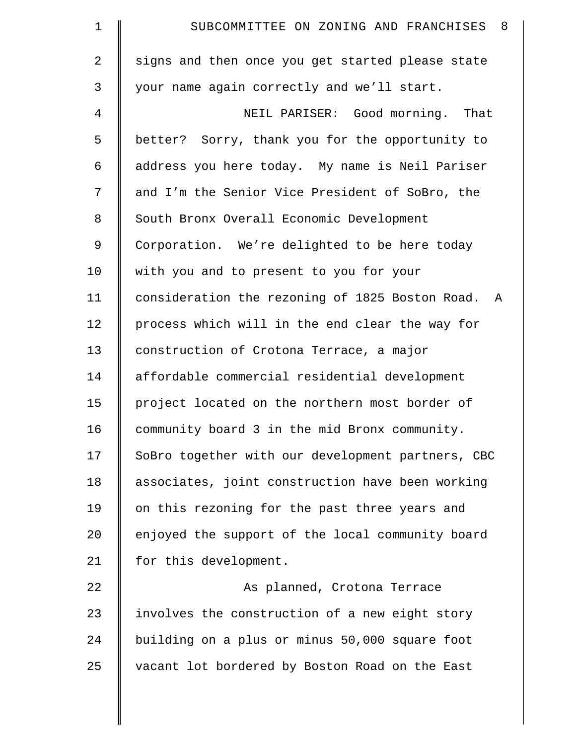signs and then once you get started please state your name again correctly and we'll start.

NEIL PARISER: Good morning. That better? Sorry, thank you for the opportunity to address you here today. My name is Neil Pariser and I'm the Senior Vice President of SoBro, the South Bronx Overall Economic Development Corporation. We're delighted to be here today with you and to present to you for your consideration the rezoning of 1825 Boston Road. A process which will in the end clear the way for construction of Crotona Terrace, a major affordable commercial residential development project located on the northern most border of community board 3 in the mid Bronx community. SoBro together with our development partners, CBC associates, joint construction have been working on this rezoning for the past three years and enjoyed the support of the local community board for this development.

As planned, Crotona Terrace involves the construction of a new eight story building on a plus or minus 50,000 square foot vacant lot bordered by Boston Road on the East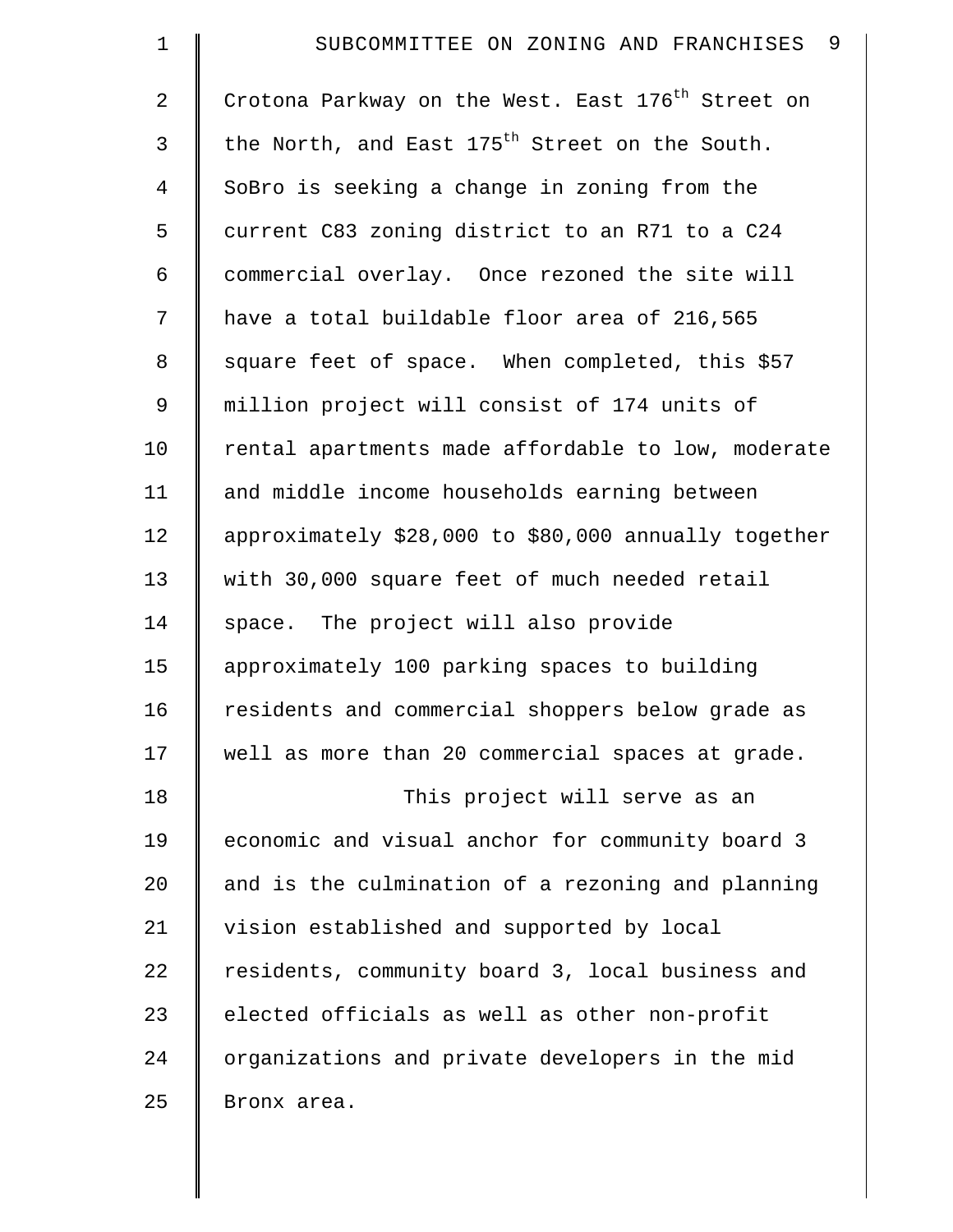Crotona Parkway on the West. East 176th Street on the North, and East 175th Street on the South. SoBro is seeking a change in zoning from the current C83 zoning district to an R71 to a C24 commercial overlay. Once rezoned the site will have a total buildable floor area of 216,565 square feet of space. When completed, this $57 million project will consist of 174 units of rental apartments made affordable to low, moderate and middle income households earning between approximately $28,000 to $80,000 annually together with 30,000 square feet of much needed retail space. The project will also provide approximately 100 parking spaces to building residents and commercial shoppers below grade as well as more than 20 commercial spaces at grade.

This project will serve as an economic and visual anchor for community board 3 and is the culmination of a rezoning and planning vision established and supported by local residents, community board 3, local business and elected officials as well as other non-profit organizations and private developers in the mid Bronx area.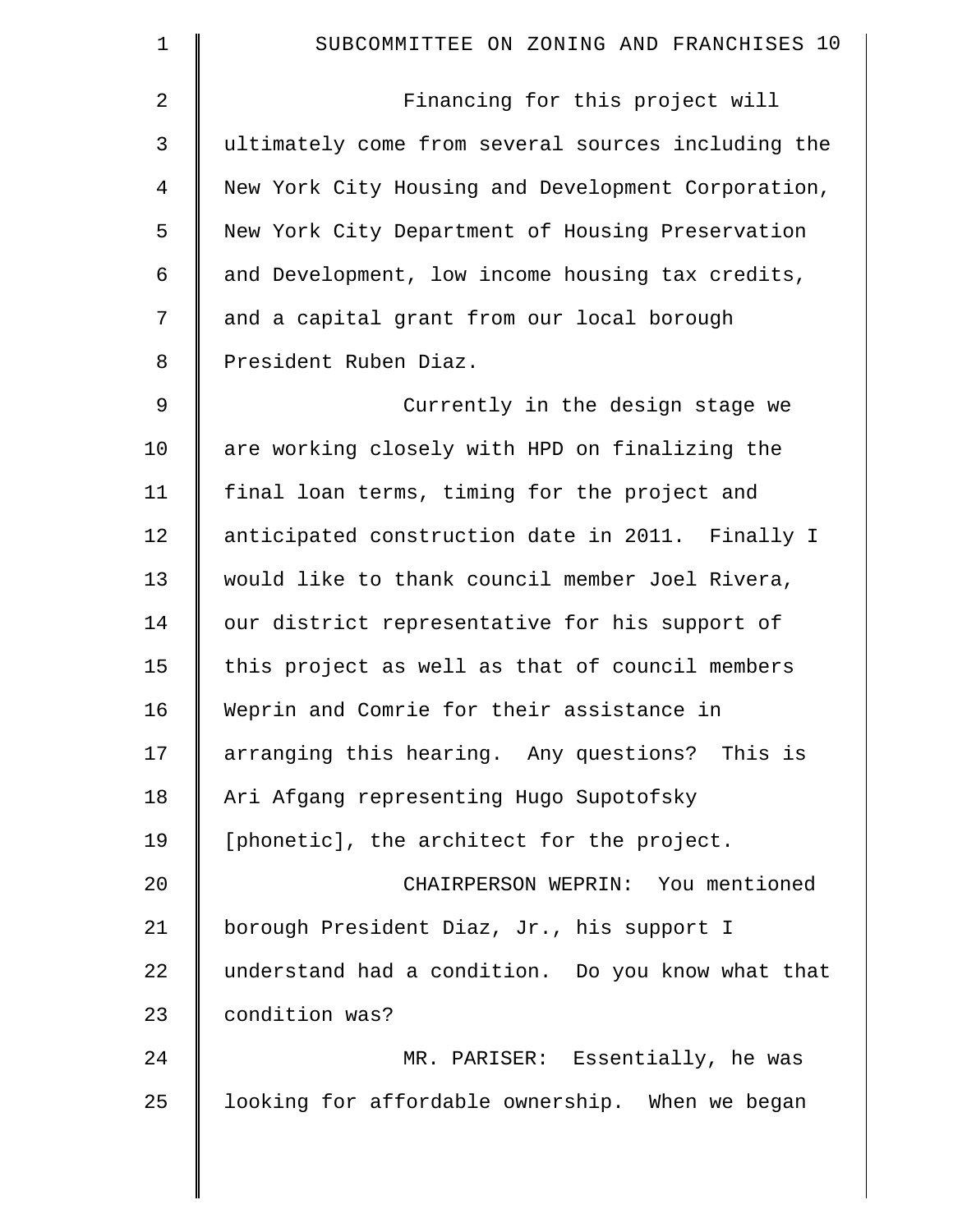Financing for this project will ultimately come from several sources including the New York City Housing and Development Corporation, New York City Department of Housing Preservation and Development, low income housing tax credits, and a capital grant from our local borough President Ruben Diaz.

Currently in the design stage we are working closely with HPD on finalizing the final loan terms, timing for the project and anticipated construction date in 2011. Finally I would like to thank council member Joel Rivera, our district representative for his support of this project as well as that of council members Weprin and Comrie for their assistance in arranging this hearing. Any questions? This is Ari Afgang representing Hugo Supotofsky [phonetic], the architect for the project.

CHAIRPERSON WEPRIN: You mentioned borough President Diaz, Jr., his support I understand had a condition. Do you know what that condition was?

MR. PARISER: Essentially, he was looking for affordable ownership. When we began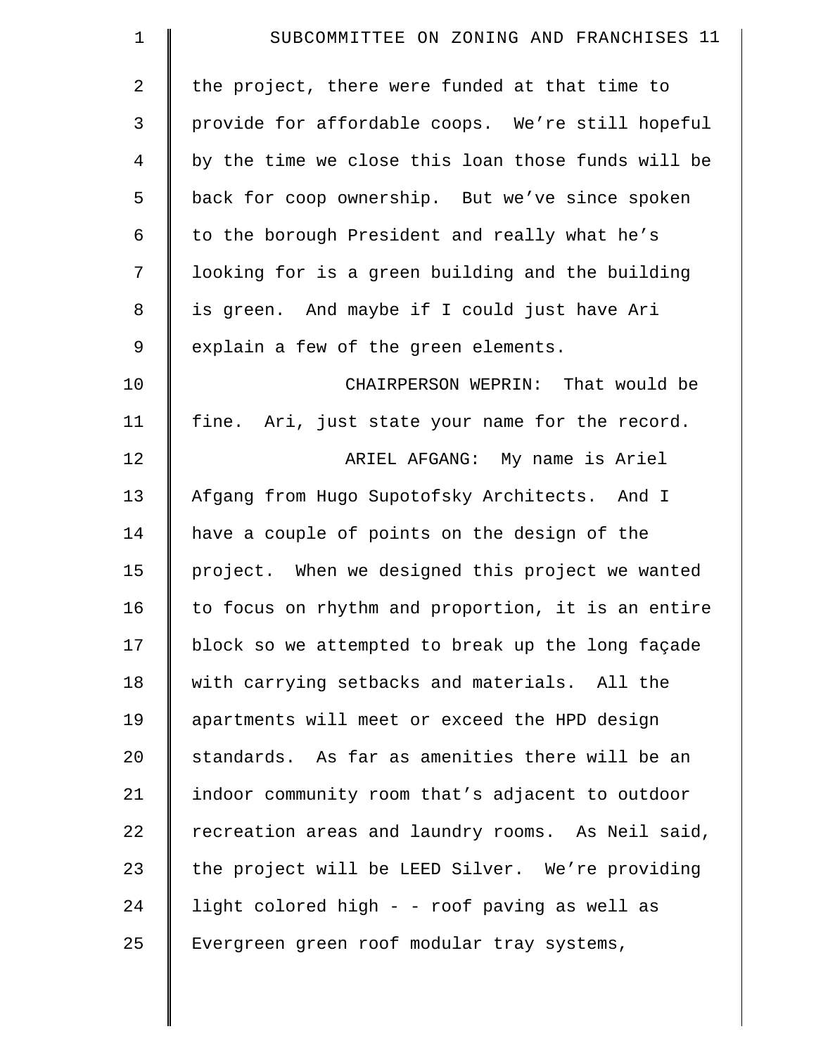the project, there were funded at that time to provide for affordable coops. We're still hopeful by the time we close this loan those funds will be back for coop ownership. But we've since spoken to the borough President and really what he's looking for is a green building and the building is green. And maybe if I could just have Ari explain a few of the green elements.

CHAIRPERSON WEPRIN: That would be fine. Ari, just state your name for the record.

ARIEL AFGANG: My name is Ariel Afgang from Hugo Supotofsky Architects. And I have a couple of points on the design of the project. When we designed this project we wanted to focus on rhythm and proportion, it is an entire block so we attempted to break up the long façade with carrying setbacks and materials. All the apartments will meet or exceed the HPD design standards. As far as amenities there will be an indoor community room that's adjacent to outdoor recreation areas and laundry rooms. As Neil said, the project will be LEED Silver. We're providing light colored high - - roof paving as well as Evergreen green roof modular tray systems,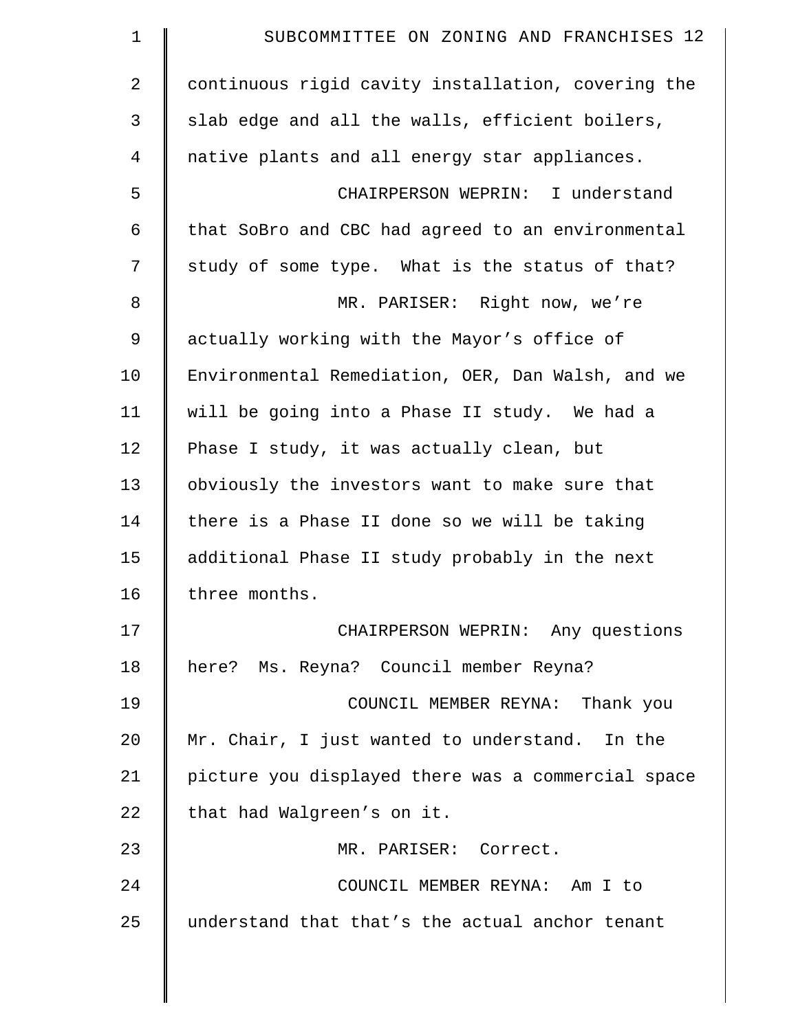continuous rigid cavity installation, covering the slab edge and all the walls, efficient boilers, native plants and all energy star appliances.

CHAIRPERSON WEPRIN: I understand that SoBro and CBC had agreed to an environmental study of some type. What is the status of that?

MR. PARISER: Right now, we're actually working with the Mayor's office of Environmental Remediation, OER, Dan Walsh, and we will be going into a Phase II study. We had a Phase I study, it was actually clean, but obviously the investors want to make sure that there is a Phase II done so we will be taking additional Phase II study probably in the next three months.

CHAIRPERSON WEPRIN: Any questions here? Ms. Reyna? Council member Reyna?

COUNCIL MEMBER REYNA: Thank you Mr. Chair, I just wanted to understand. In the picture you displayed there was a commercial space that had Walgreen's on it.

MR. PARISER: Correct.

COUNCIL MEMBER REYNA: Am I to understand that that's the actual anchor tenant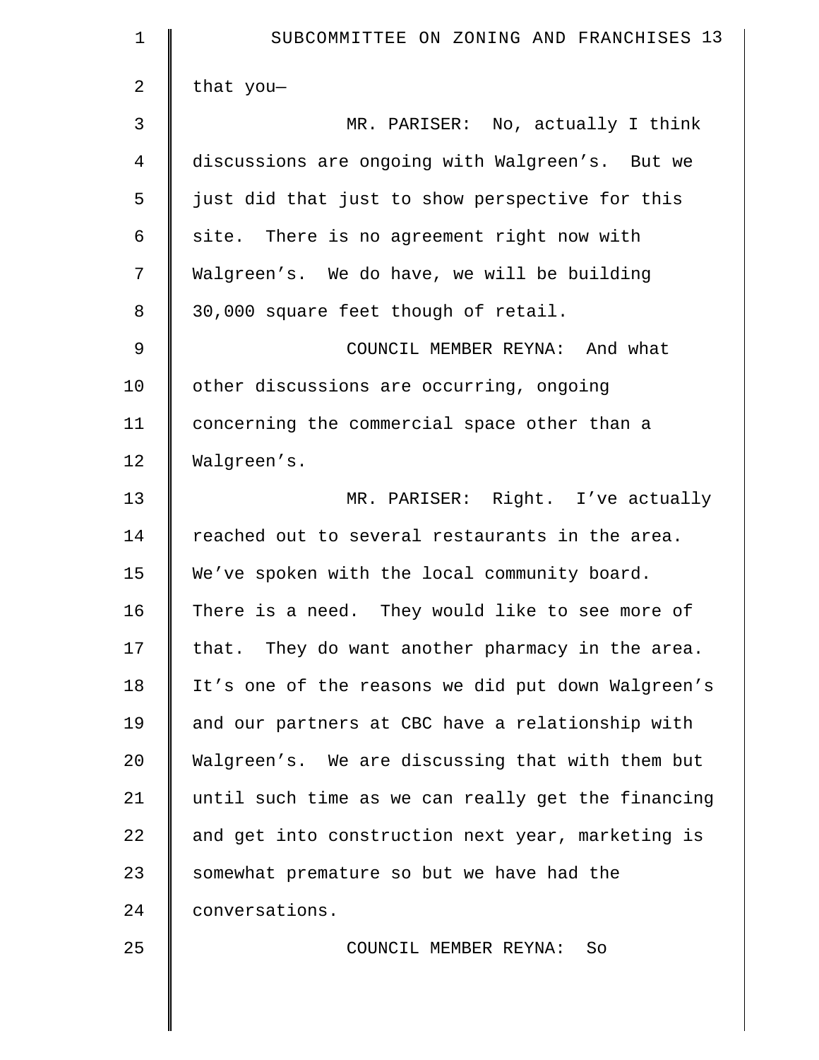that you—

MR. PARISER: No, actually I think discussions are ongoing with Walgreen's. But we just did that just to show perspective for this site. There is no agreement right now with Walgreen's. We do have, we will be building 30,000 square feet though of retail.

COUNCIL MEMBER REYNA: And what other discussions are occurring, ongoing concerning the commercial space other than a Walgreen's.

MR. PARISER: Right. I've actually reached out to several restaurants in the area. We've spoken with the local community board. There is a need. They would like to see more of that. They do want another pharmacy in the area. It's one of the reasons we did put down Walgreen's and our partners at CBC have a relationship with Walgreen's. We are discussing that with them but until such time as we can really get the financing and get into construction next year, marketing is somewhat premature so but we have had the conversations.

COUNCIL MEMBER REYNA: So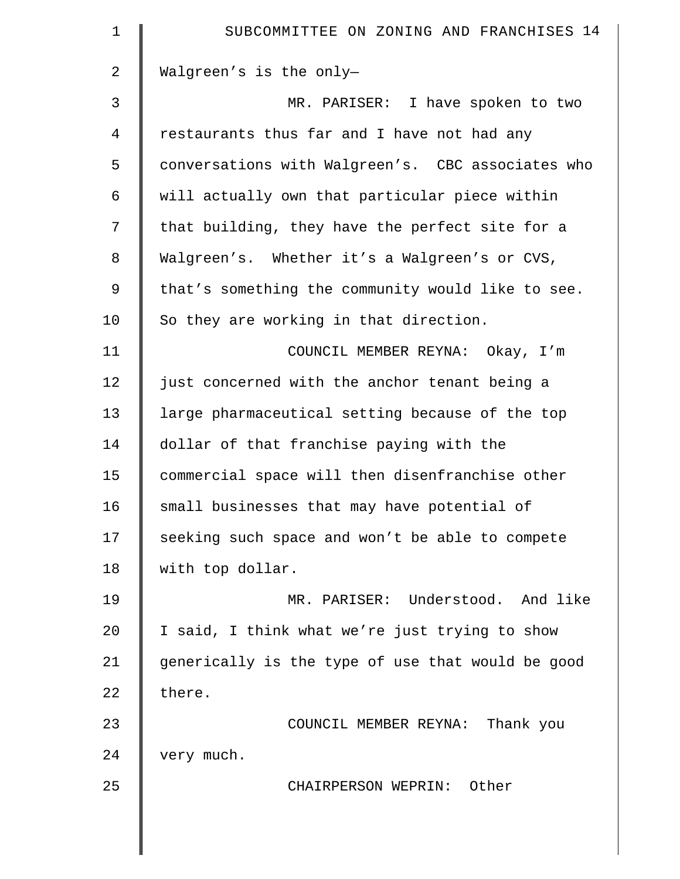Walgreen's is the only—

MR. PARISER: I have spoken to two restaurants thus far and I have not had any conversations with Walgreen's. CBC associates who will actually own that particular piece within that building, they have the perfect site for a Walgreen's. Whether it's a Walgreen's or CVS, that's something the community would like to see. So they are working in that direction.

COUNCIL MEMBER REYNA: Okay, I'm just concerned with the anchor tenant being a large pharmaceutical setting because of the top dollar of that franchise paying with the commercial space will then disenfranchise other small businesses that may have potential of seeking such space and won't be able to compete with top dollar.

MR. PARISER: Understood. And like I said, I think what we're just trying to show generically is the type of use that would be good there.

COUNCIL MEMBER REYNA: Thank you very much.

CHAIRPERSON WEPRIN: Other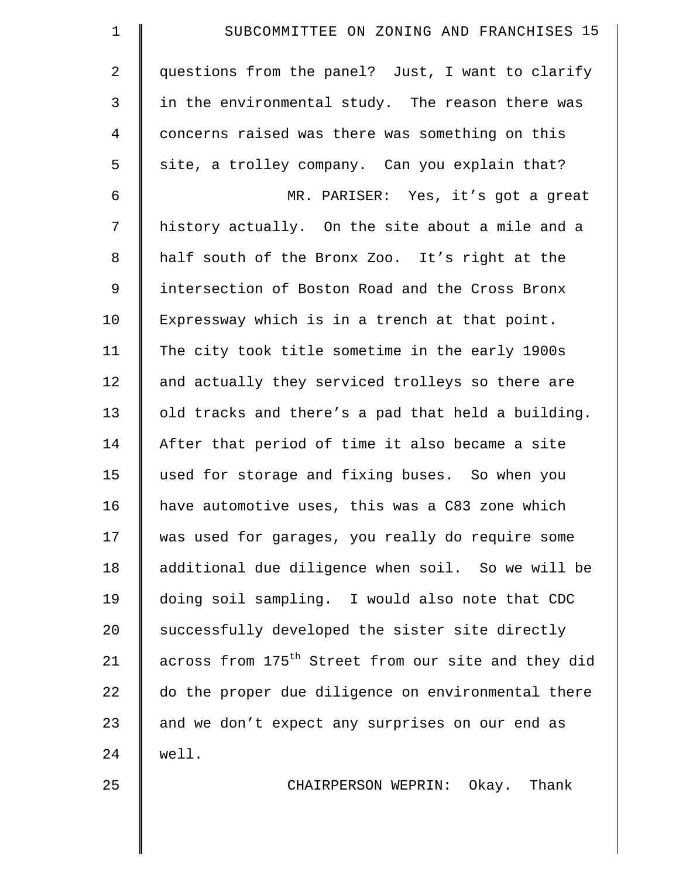questions from the panel? Just, I want to clarify in the environmental study. The reason there was concerns raised was there was something on this site, a trolley company. Can you explain that?

MR. PARISER: Yes, it's got a great history actually. On the site about a mile and a half south of the Bronx Zoo. It's right at the intersection of Boston Road and the Cross Bronx Expressway which is in a trench at that point. The city took title sometime in the early 1900s and actually they serviced trolleys so there are old tracks and there's a pad that held a building. After that period of time it also became a site used for storage and fixing buses. So when you have automotive uses, this was a C83 zone which was used for garages, you really do require some additional due diligence when soil. So we will be doing soil sampling. I would also note that CDC successfully developed the sister site directly across from 175th Street from our site and they did do the proper due diligence on environmental there and we don't expect any surprises on our end as well.

CHAIRPERSON WEPRIN: Okay. Thank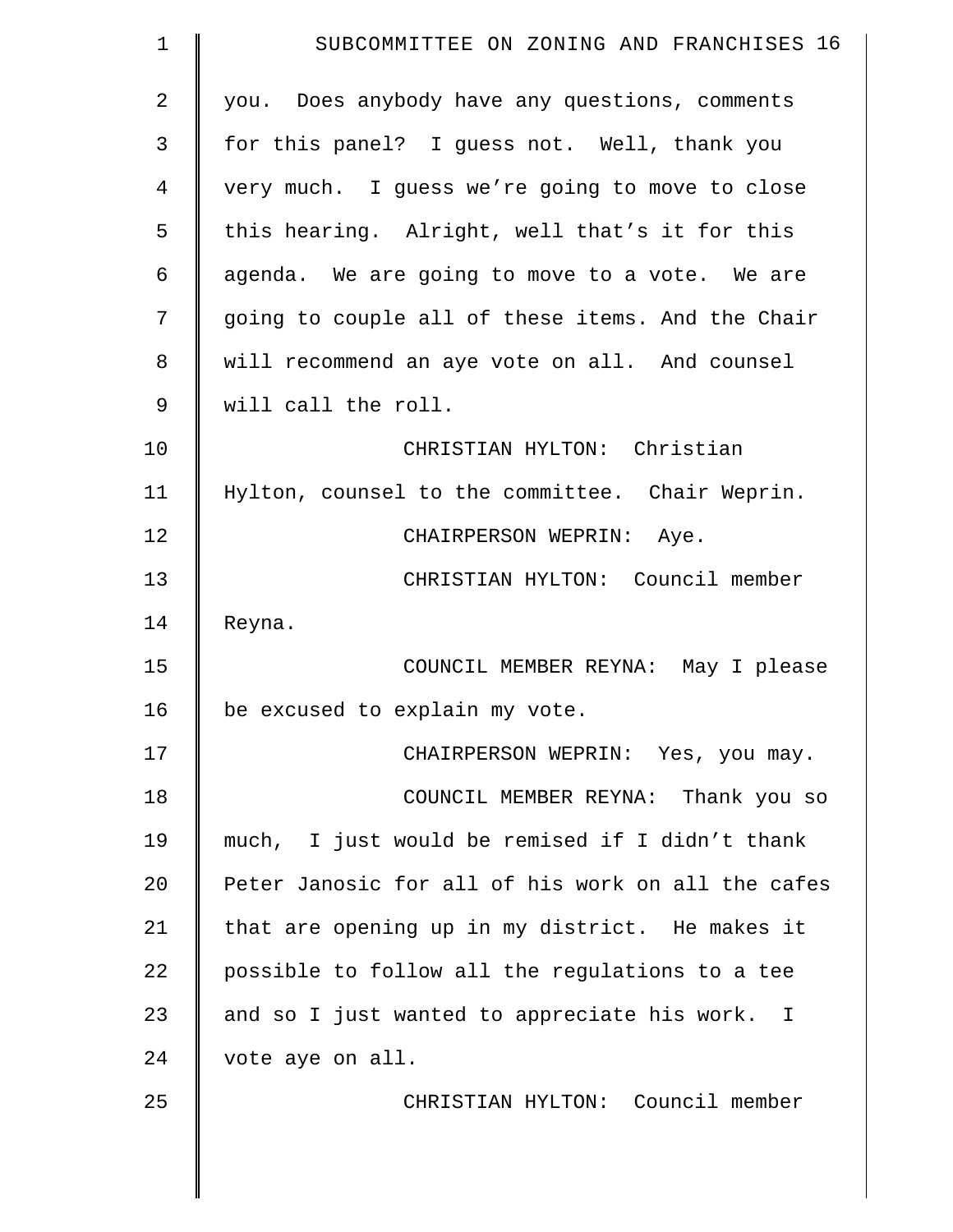you. Does anybody have any questions, comments for this panel? I guess not. Well, thank you very much. I guess we're going to move to close this hearing. Alright, well that's it for this agenda. We are going to move to a vote. We are going to couple all of these items. And the Chair will recommend an aye vote on all. And counsel will call the roll.

CHRISTIAN HYLTON: Christian Hylton, counsel to the committee. Chair Weprin.

CHAIRPERSON WEPRIN: Aye.

CHRISTIAN HYLTON: Council member Reyna.

COUNCIL MEMBER REYNA: May I please be excused to explain my vote.

CHAIRPERSON WEPRIN: Yes, you may.

COUNCIL MEMBER REYNA: Thank you so much, I just would be remised if I didn't thank Peter Janosic for all of his work on all the cafes that are opening up in my district. He makes it possible to follow all the regulations to a tee and so I just wanted to appreciate his work. I vote aye on all.

CHRISTIAN HYLTON: Council member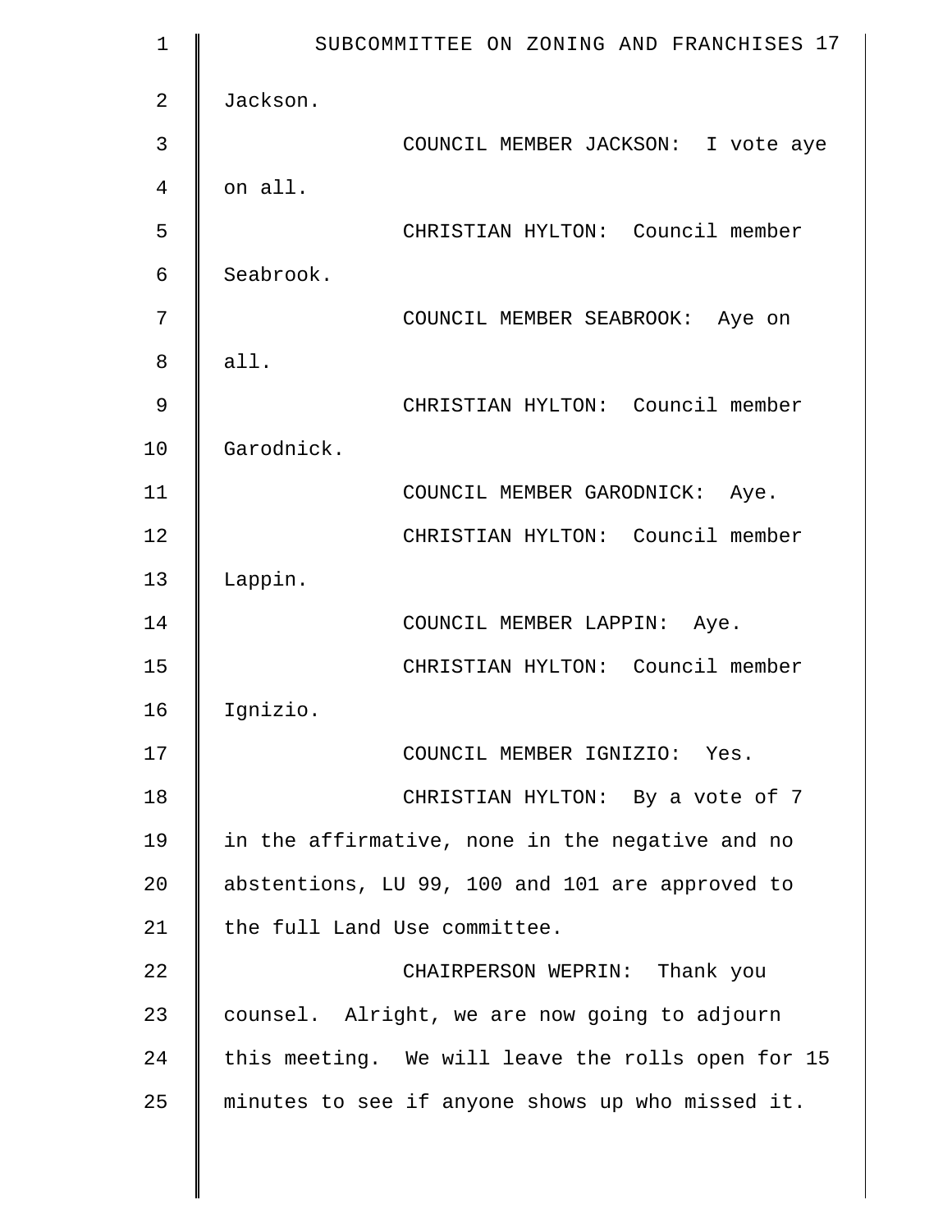Jackson.

COUNCIL MEMBER JACKSON: I vote aye on all.

CHRISTIAN HYLTON: Council member Seabrook.

COUNCIL MEMBER SEABROOK: Aye on all.

CHRISTIAN HYLTON: Council member Garodnick.

COUNCIL MEMBER GARODNICK: Aye.

CHRISTIAN HYLTON: Council member Lappin.

COUNCIL MEMBER LAPPIN: Aye.

CHRISTIAN HYLTON: Council member Ignizio.

COUNCIL MEMBER IGNIZIO: Yes.

CHRISTIAN HYLTON: By a vote of 7 in the affirmative, none in the negative and no abstentions, LU 99, 100 and 101 are approved to the full Land Use committee.

CHAIRPERSON WEPRIN: Thank you counsel. Alright, we are now going to adjourn this meeting. We will leave the rolls open for 15 minutes to see if anyone shows up who missed it.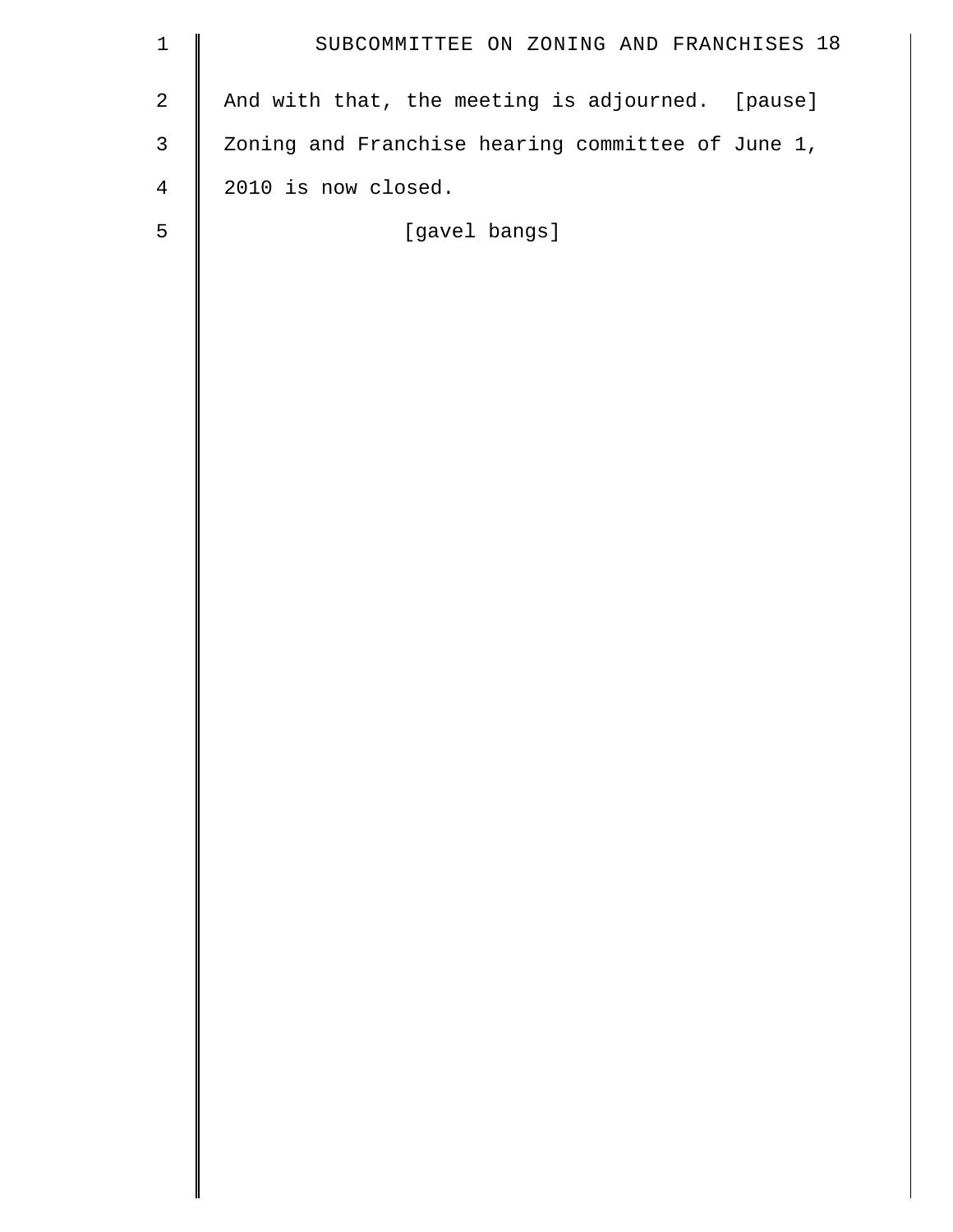And with that, the meeting is adjourned. [pause] Zoning and Franchise hearing committee of June 1, 2010 is now closed.

[gavel bangs]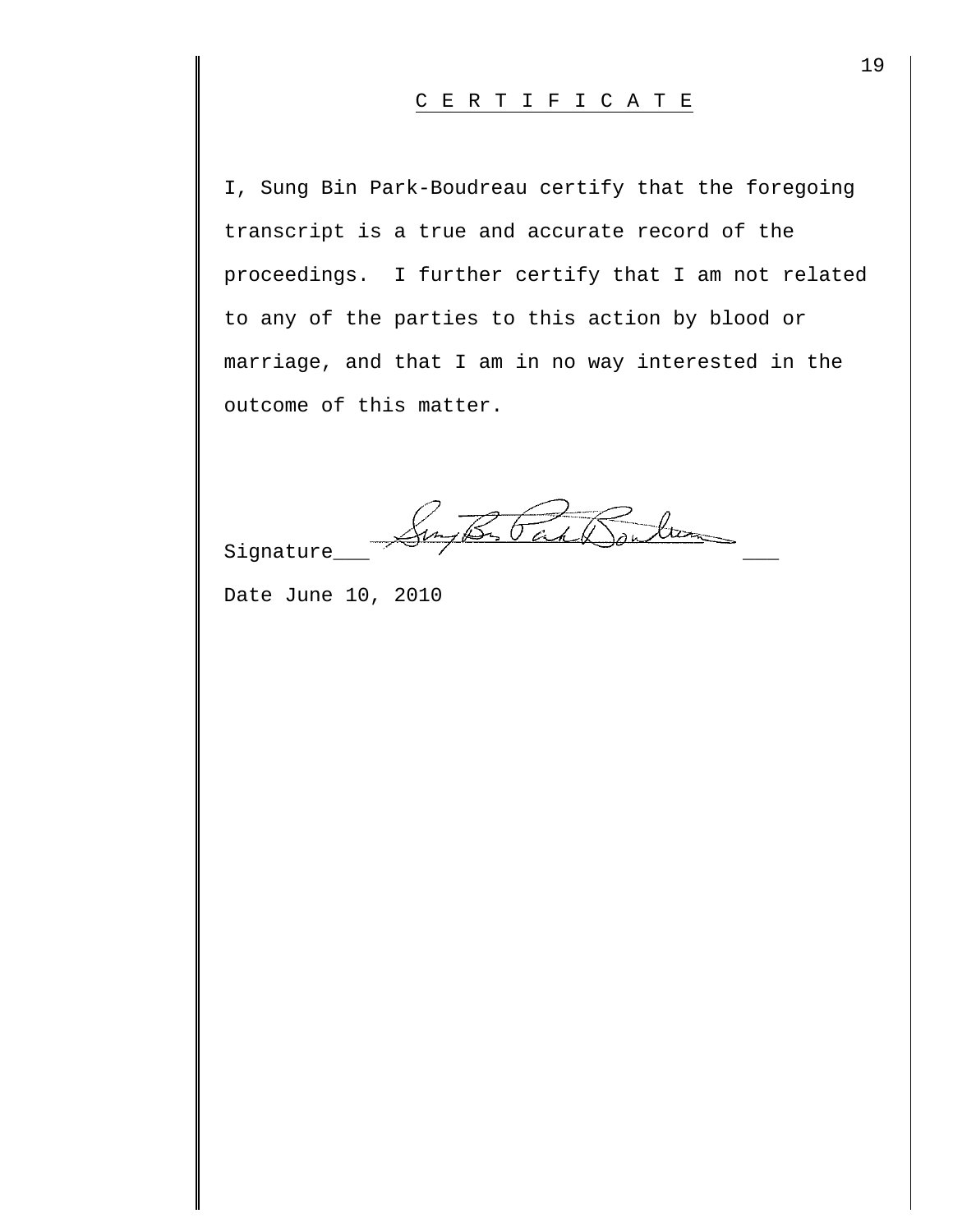# C E R T I F I C A T E

I, Sung Bin Park-Boudreau certify that the foregoing transcript is a true and accurate record of the proceedings. I further certify that I am not related to any of the parties to this action by blood or marriage, and that I am in no way interested in the outcome of this matter.

Signature___ ___

Date June 10, 2010